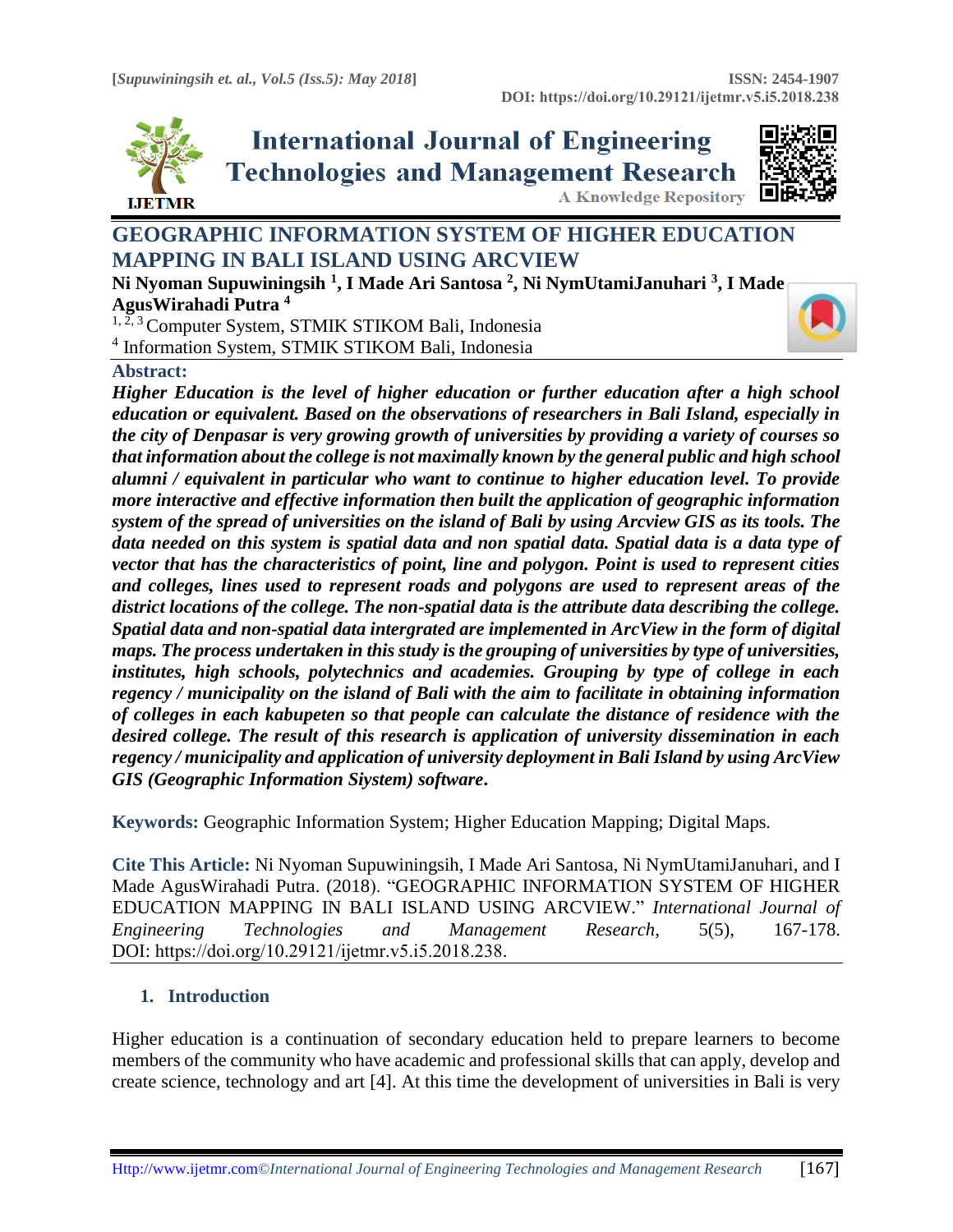# GEOGRAPHIC INFORMATION SYSTEM OF HIGHER EDUCATION MAPPING IN BALI ISLAND USING ARCVIEW

**Ni Nyoman Supuwiningsih [1], I Made Ari Santosa [2], Ni NymUtamiJanuhari [3], I Made AgusWirahadi Putra [4]**

[1, 2, 3] Computer System, STMIK STIKOM Bali, Indonesia
[4] Information System, STMIK STIKOM Bali, Indonesia

## Abstract:

***Higher Education is the level of higher education or further education after a high school education or equivalent. Based on the observations of researchers in Bali Island, especially in the city of Denpasar is very growing growth of universities by providing a variety of courses so that information about the college is not maximally known by the general public and high school alumni / equivalent in particular who want to continue to higher education level. To provide more interactive and effective information then built the application of geographic information system of the spread of universities on the island of Bali by using Arcview GIS as its tools. The data needed on this system is spatial data and non spatial data. Spatial data is a data type of vector that has the characteristics of point, line and polygon. Point is used to represent cities and colleges, lines used to represent roads and polygons are used to represent areas of the district locations of the college. The non-spatial data is the attribute data describing the college. Spatial data and non-spatial data intergrated are implemented in ArcView in the form of digital maps. The process undertaken in this study is the grouping of universities by type of universities, institutes, high schools, polytechnics and academies. Grouping by type of college in each regency / municipality on the island of Bali with the aim to facilitate in obtaining information of colleges in each kabupeten so that people can calculate the distance of residence with the desired college. The result of this research is application of university dissemination in each regency / municipality and application of university deployment in Bali Island by using ArcView GIS (Geographic Information Siystem) software.***

**Keywords:** Geographic Information System; Higher Education Mapping; Digital Maps.

**Cite This Article:** Ni Nyoman Supuwiningsih, I Made Ari Santosa, Ni NymUtamiJanuhari, and I Made AgusWirahadi Putra. (2018). "GEOGRAPHIC INFORMATION SYSTEM OF HIGHER EDUCATION MAPPING IN BALI ISLAND USING ARCVIEW." *International Journal of Engineering Technologies and Management Research,* 5(5), 167-178. DOI: https://doi.org/10.29121/ijetmr.v5.i5.2018.238.

## 1. Introduction

Higher education is a continuation of secondary education held to prepare learners to become members of the community who have academic and professional skills that can apply, develop and create science, technology and art [4]. At this time the development of universities in Bali is very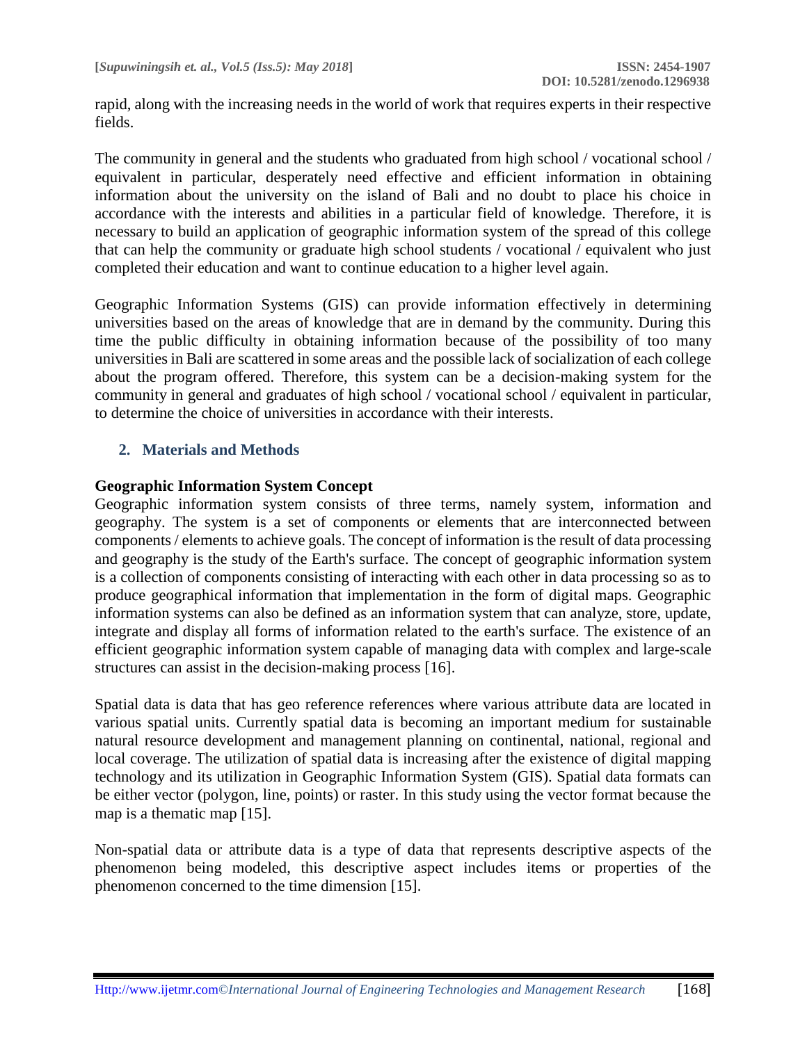rapid, along with the increasing needs in the world of work that requires experts in their respective fields.

The community in general and the students who graduated from high school / vocational school / equivalent in particular, desperately need effective and efficient information in obtaining information about the university on the island of Bali and no doubt to place his choice in accordance with the interests and abilities in a particular field of knowledge. Therefore, it is necessary to build an application of geographic information system of the spread of this college that can help the community or graduate high school students / vocational / equivalent who just completed their education and want to continue education to a higher level again.

Geographic Information Systems (GIS) can provide information effectively in determining universities based on the areas of knowledge that are in demand by the community. During this time the public difficulty in obtaining information because of the possibility of too many universities in Bali are scattered in some areas and the possible lack of socialization of each college about the program offered. Therefore, this system can be a decision-making system for the community in general and graduates of high school / vocational school / equivalent in particular, to determine the choice of universities in accordance with their interests.

## 2. Materials and Methods

### Geographic Information System Concept

Geographic information system consists of three terms, namely system, information and geography. The system is a set of components or elements that are interconnected between components / elements to achieve goals. The concept of information is the result of data processing and geography is the study of the Earth's surface. The concept of geographic information system is a collection of components consisting of interacting with each other in data processing so as to produce geographical information that implementation in the form of digital maps. Geographic information systems can also be defined as an information system that can analyze, store, update, integrate and display all forms of information related to the earth's surface. The existence of an efficient geographic information system capable of managing data with complex and large-scale structures can assist in the decision-making process [16].

Spatial data is data that has geo reference references where various attribute data are located in various spatial units. Currently spatial data is becoming an important medium for sustainable natural resource development and management planning on continental, national, regional and local coverage. The utilization of spatial data is increasing after the existence of digital mapping technology and its utilization in Geographic Information System (GIS). Spatial data formats can be either vector (polygon, line, points) or raster. In this study using the vector format because the map is a thematic map [15].

Non-spatial data or attribute data is a type of data that represents descriptive aspects of the phenomenon being modeled, this descriptive aspect includes items or properties of the phenomenon concerned to the time dimension [15].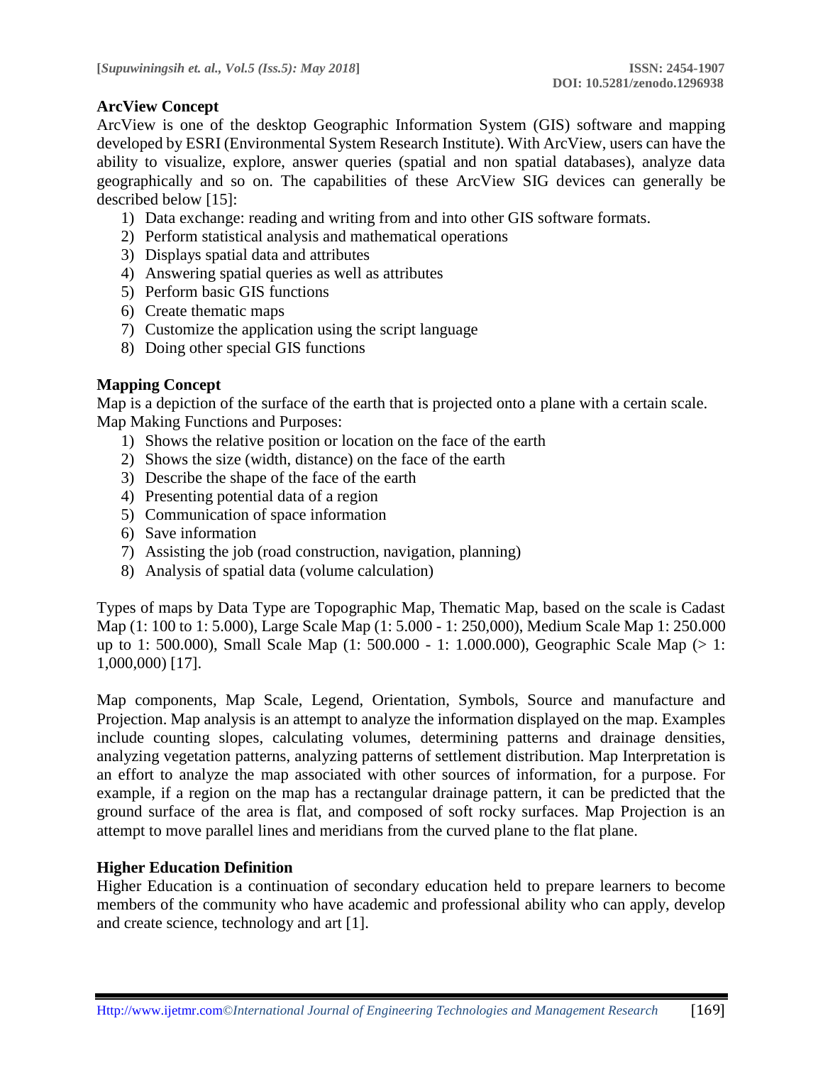**ArcView Concept**

ArcView is one of the desktop Geographic Information System (GIS) software and mapping developed by ESRI (Environmental System Research Institute). With ArcView, users can have the ability to visualize, explore, answer queries (spatial and non spatial databases), analyze data geographically and so on. The capabilities of these ArcView SIG devices can generally be described below [15]:

1) Data exchange: reading and writing from and into other GIS software formats.
2) Perform statistical analysis and mathematical operations
3) Displays spatial data and attributes
4) Answering spatial queries as well as attributes
5) Perform basic GIS functions
6) Create thematic maps
7) Customize the application using the script language
8) Doing other special GIS functions

**Mapping Concept**

Map is a depiction of the surface of the earth that is projected onto a plane with a certain scale. Map Making Functions and Purposes:

1) Shows the relative position or location on the face of the earth
2) Shows the size (width, distance) on the face of the earth
3) Describe the shape of the face of the earth
4) Presenting potential data of a region
5) Communication of space information
6) Save information
7) Assisting the job (road construction, navigation, planning)
8) Analysis of spatial data (volume calculation)

Types of maps by Data Type are Topographic Map, Thematic Map, based on the scale is Cadast Map (1: 100 to 1: 5.000), Large Scale Map (1: 5.000 - 1: 250,000), Medium Scale Map 1: 250.000 up to 1: 500.000), Small Scale Map (1: 500.000 - 1: 1.000.000), Geographic Scale Map (> 1: 1,000,000) [17].

Map components, Map Scale, Legend, Orientation, Symbols, Source and manufacture and Projection. Map analysis is an attempt to analyze the information displayed on the map. Examples include counting slopes, calculating volumes, determining patterns and drainage densities, analyzing vegetation patterns, analyzing patterns of settlement distribution. Map Interpretation is an effort to analyze the map associated with other sources of information, for a purpose. For example, if a region on the map has a rectangular drainage pattern, it can be predicted that the ground surface of the area is flat, and composed of soft rocky surfaces. Map Projection is an attempt to move parallel lines and meridians from the curved plane to the flat plane.

**Higher Education Definition**

Higher Education is a continuation of secondary education held to prepare learners to become members of the community who have academic and professional ability who can apply, develop and create science, technology and art [1].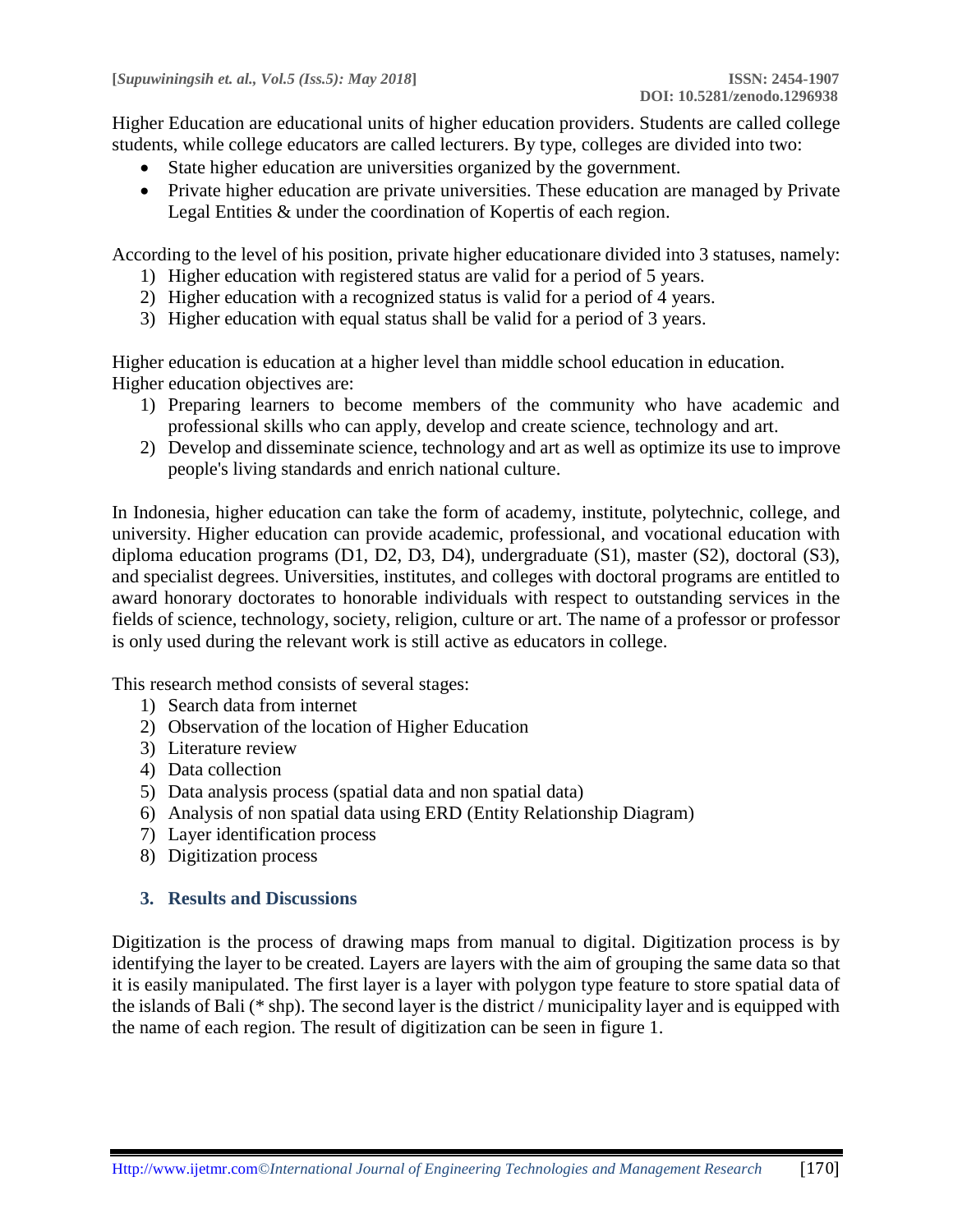Higher Education are educational units of higher education providers. Students are called college students, while college educators are called lecturers. By type, colleges are divided into two:

- State higher education are universities organized by the government.
- Private higher education are private universities. These education are managed by Private Legal Entities & under the coordination of Kopertis of each region.

According to the level of his position, private higher educationare divided into 3 statuses, namely:

1) Higher education with registered status are valid for a period of 5 years.
2) Higher education with a recognized status is valid for a period of 4 years.
3) Higher education with equal status shall be valid for a period of 3 years.

Higher education is education at a higher level than middle school education in education.
Higher education objectives are:

1) Preparing learners to become members of the community who have academic and professional skills who can apply, develop and create science, technology and art.
2) Develop and disseminate science, technology and art as well as optimize its use to improve people's living standards and enrich national culture.

In Indonesia, higher education can take the form of academy, institute, polytechnic, college, and university. Higher education can provide academic, professional, and vocational education with diploma education programs (D1, D2, D3, D4), undergraduate (S1), master (S2), doctoral (S3), and specialist degrees. Universities, institutes, and colleges with doctoral programs are entitled to award honorary doctorates to honorable individuals with respect to outstanding services in the fields of science, technology, society, religion, culture or art. The name of a professor or professor is only used during the relevant work is still active as educators in college.

This research method consists of several stages:

1) Search data from internet
2) Observation of the location of Higher Education
3) Literature review
4) Data collection
5) Data analysis process (spatial data and non spatial data)
6) Analysis of non spatial data using ERD (Entity Relationship Diagram)
7) Layer identification process
8) Digitization process

## 3. Results and Discussions

Digitization is the process of drawing maps from manual to digital. Digitization process is by identifying the layer to be created. Layers are layers with the aim of grouping the same data so that it is easily manipulated. The first layer is a layer with polygon type feature to store spatial data of the islands of Bali (* shp). The second layer is the district / municipality layer and is equipped with the name of each region. The result of digitization can be seen in figure 1.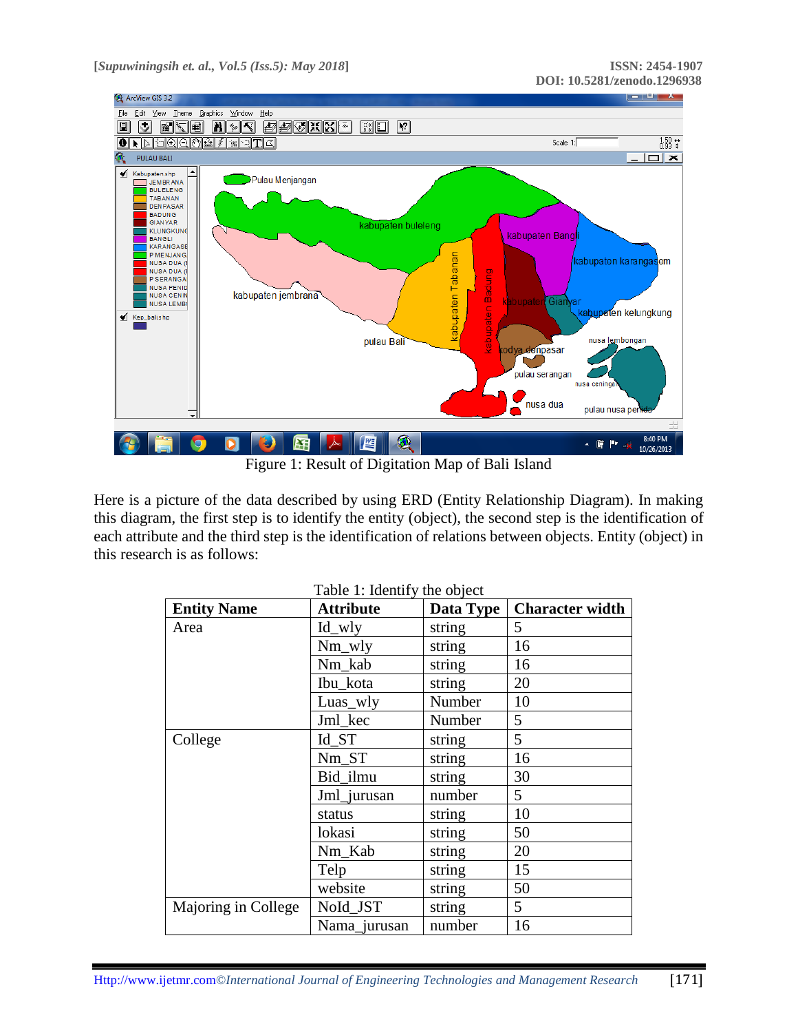Figure 1: Result of Digitation Map of Bali Island

Here is a picture of the data described by using ERD (Entity Relationship Diagram). In making this diagram, the first step is to identify the entity (object), the second step is the identification of each attribute and the third step is the identification of relations between objects. Entity (object) in this research is as follows:

Table 1: Identify the object

| Entity Name | Attribute | Data Type | Character width |
|---|---|---|---|
| Area | Id_wly | string | 5 |
| | Nm_wly | string | 16 |
| | Nm_kab | string | 16 |
| | Ibu_kota | string | 20 |
| | Luas_wly | Number | 10 |
| | Jml_kec | Number | 5 |
| College | Id_ST | string | 5 |
| | Nm_ST | string | 16 |
| | Bid_ilmu | string | 30 |
| | Jml_jurusan | number | 5 |
| | status | string | 10 |
| | lokasi | string | 50 |
| | Nm_Kab | string | 20 |
| | Telp | string | 15 |
| | website | string | 50 |
| Majoring in College | NoId_JST | string | 5 |
| | Nama_jurusan | number | 16 |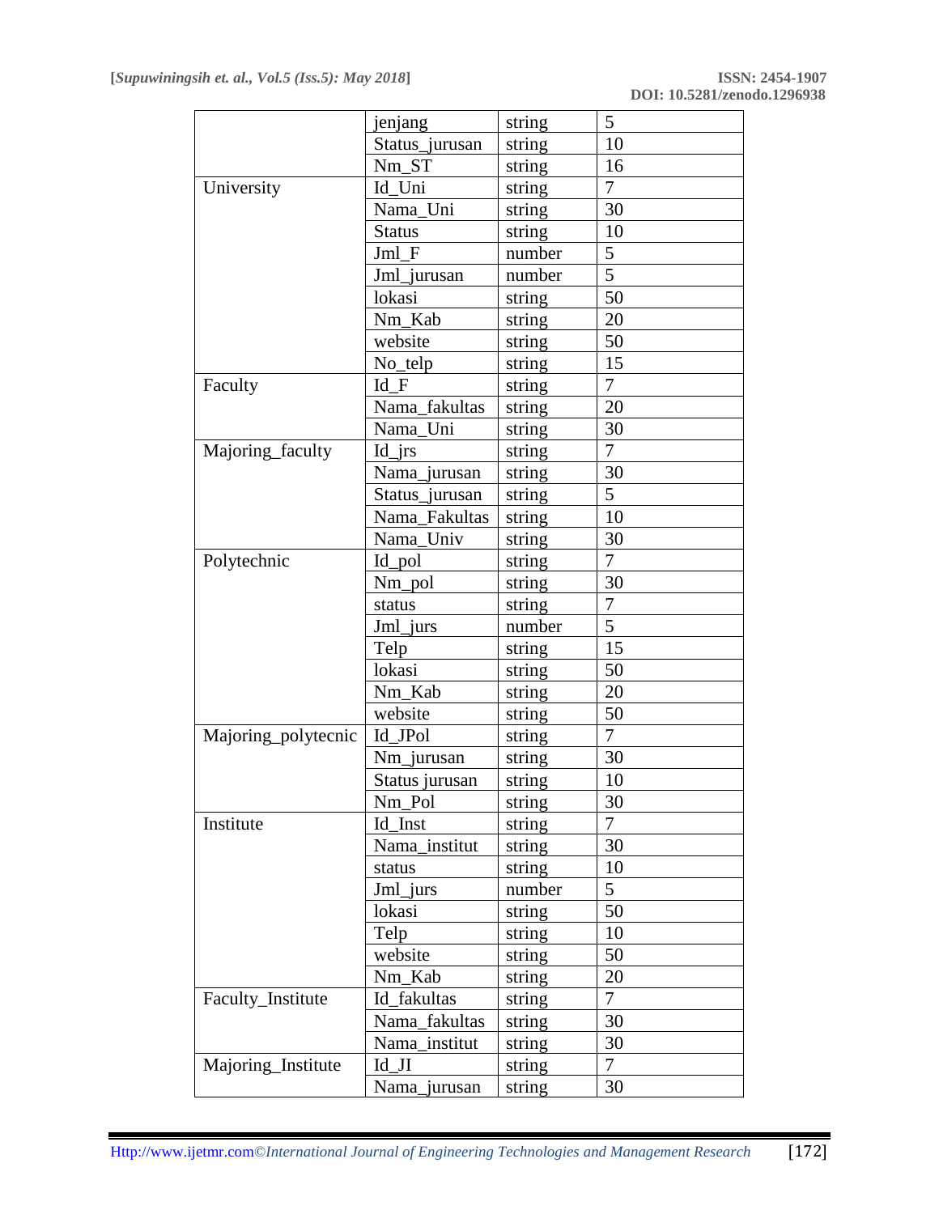| | | | |
|---|---|---|---|
| | jenjang | string | 5 |
| | Status_jurusan | string | 10 |
| | Nm_ST | string | 16 |
| University | Id_Uni | string | 7 |
| | Nama_Uni | string | 30 |
| | Status | string | 10 |
| | Jml_F | number | 5 |
| | Jml_jurusan | number | 5 |
| | lokasi | string | 50 |
| | Nm_Kab | string | 20 |
| | website | string | 50 |
| | No_telp | string | 15 |
| Faculty | Id_F | string | 7 |
| | Nama_fakultas | string | 20 |
| | Nama_Uni | string | 30 |
| Majoring_faculty | Id_jrs | string | 7 |
| | Nama_jurusan | string | 30 |
| | Status_jurusan | string | 5 |
| | Nama_Fakultas | string | 10 |
| | Nama_Univ | string | 30 |
| Polytechnic | Id_pol | string | 7 |
| | Nm_pol | string | 30 |
| | status | string | 7 |
| | Jml_jurs | number | 5 |
| | Telp | string | 15 |
| | lokasi | string | 50 |
| | Nm_Kab | string | 20 |
| | website | string | 50 |
| Majoring_polytecnic | Id_JPol | string | 7 |
| | Nm_jurusan | string | 30 |
| | Status jurusan | string | 10 |
| | Nm_Pol | string | 30 |
| Institute | Id_Inst | string | 7 |
| | Nama_institut | string | 30 |
| | status | string | 10 |
| | Jml_jurs | number | 5 |
| | lokasi | string | 50 |
| | Telp | string | 10 |
| | website | string | 50 |
| | Nm_Kab | string | 20 |
| Faculty_Institute | Id_fakultas | string | 7 |
| | Nama_fakultas | string | 30 |
| | Nama_institut | string | 30 |
| Majoring_Institute | Id_JI | string | 7 |
| | Nama_jurusan | string | 30 |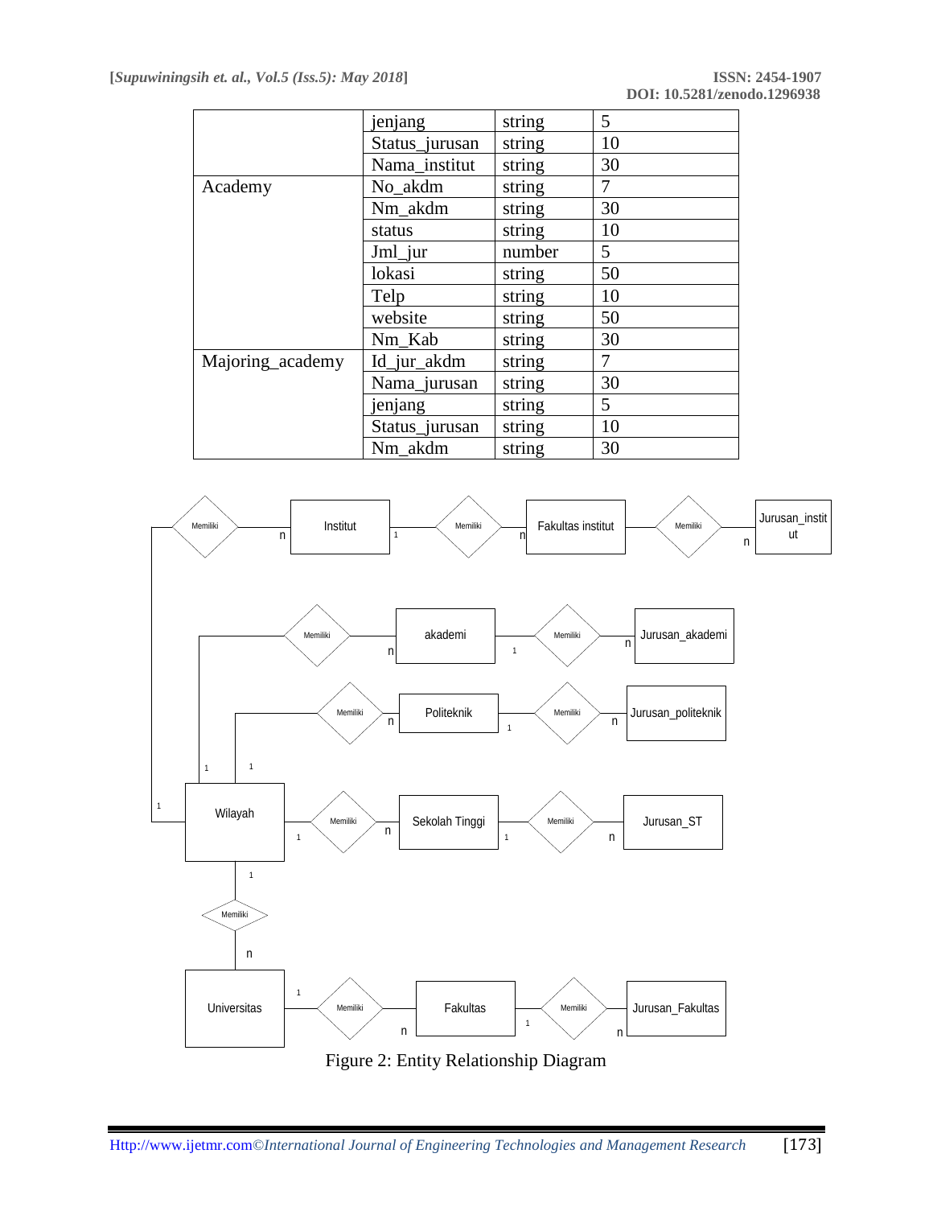|  | jenjang | string | 5 |
|---|---|---|---|
|  | Status_jurusan | string | 10 |
|  | Nama_institut | string | 30 |
| Academy | No_akdm | string | 7 |
|  | Nm_akdm | string | 30 |
|  | status | string | 10 |
|  | Jml_jur | number | 5 |
|  | lokasi | string | 50 |
|  | Telp | string | 10 |
|  | website | string | 50 |
|  | Nm_Kab | string | 30 |
| Majoring_academy | Id_jur_akdm | string | 7 |
|  | Nama_jurusan | string | 30 |
|  | jenjang | string | 5 |
|  | Status_jurusan | string | 10 |
|  | Nm_akdm | string | 30 |

Figure 2: Entity Relationship Diagram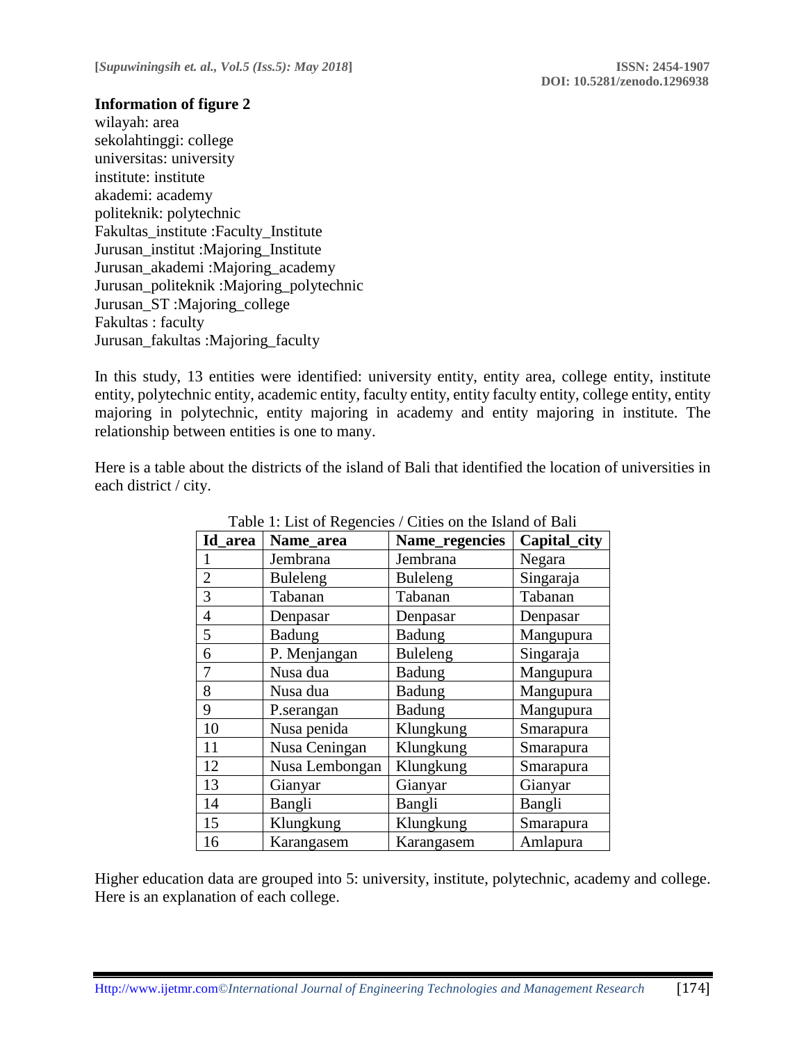**Information of figure 2**

wilayah: area
sekolahtinggi: college
universitas: university
institute: institute
akademi: academy
politeknik: polytechnic
Fakultas_institute :Faculty_Institute
Jurusan_institut :Majoring_Institute
Jurusan_akademi :Majoring_academy
Jurusan_politeknik :Majoring_polytechnic
Jurusan_ST :Majoring_college
Fakultas : faculty
Jurusan_fakultas :Majoring_faculty

In this study, 13 entities were identified: university entity, entity area, college entity, institute entity, polytechnic entity, academic entity, faculty entity, entity faculty entity, college entity, entity majoring in polytechnic, entity majoring in academy and entity majoring in institute. The relationship between entities is one to many.

Here is a table about the districts of the island of Bali that identified the location of universities in each district / city.

Table 1: List of Regencies / Cities on the Island of Bali

| Id_area | Name_area | Name_regencies | Capital_city |
|---|---|---|---|
| 1 | Jembrana | Jembrana | Negara |
| 2 | Buleleng | Buleleng | Singaraja |
| 3 | Tabanan | Tabanan | Tabanan |
| 4 | Denpasar | Denpasar | Denpasar |
| 5 | Badung | Badung | Mangupura |
| 6 | P. Menjangan | Buleleng | Singaraja |
| 7 | Nusa dua | Badung | Mangupura |
| 8 | Nusa dua | Badung | Mangupura |
| 9 | P.serangan | Badung | Mangupura |
| 10 | Nusa penida | Klungkung | Smarapura |
| 11 | Nusa Ceningan | Klungkung | Smarapura |
| 12 | Nusa Lembongan | Klungkung | Smarapura |
| 13 | Gianyar | Gianyar | Gianyar |
| 14 | Bangli | Bangli | Bangli |
| 15 | Klungkung | Klungkung | Smarapura |
| 16 | Karangasem | Karangasem | Amlapura |

Higher education data are grouped into 5: university, institute, polytechnic, academy and college. Here is an explanation of each college.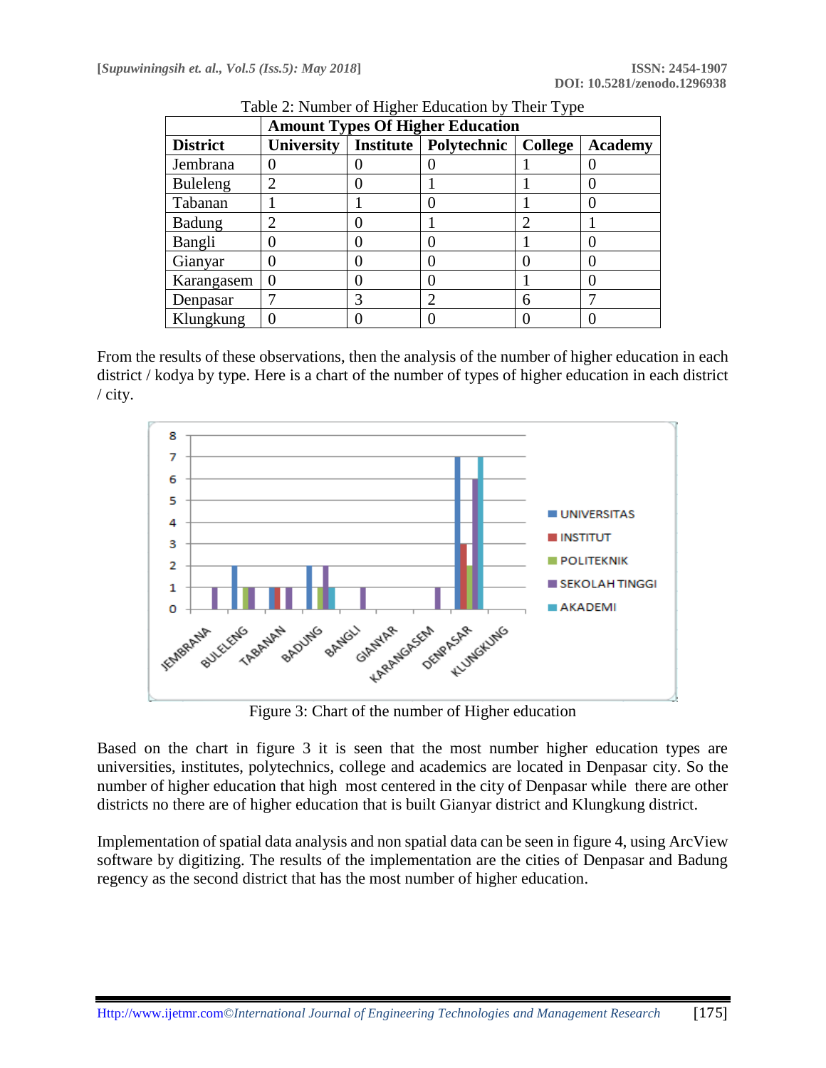Table 2: Number of Higher Education by Their Type

| District | Amount Types Of Higher Education | | | | |
|---|---|---|---|---|---|
| | **University** | **Institute** | **Polytechnic** | **College** | **Academy** |
| Jembrana | 0 | 0 | 0 | 1 | 0 |
| Buleleng | 2 | 0 | 1 | 1 | 0 |
| Tabanan | 1 | 1 | 0 | 1 | 0 |
| Badung | 2 | 0 | 1 | 2 | 1 |
| Bangli | 0 | 0 | 0 | 1 | 0 |
| Gianyar | 0 | 0 | 0 | 0 | 0 |
| Karangasem | 0 | 0 | 0 | 1 | 0 |
| Denpasar | 7 | 3 | 2 | 6 | 7 |
| Klungkung | 0 | 0 | 0 | 0 | 0 |

From the results of these observations, then the analysis of the number of higher education in each district / kodya by type. Here is a chart of the number of types of higher education in each district / city.

Figure 3: Chart of the number of Higher education

Based on the chart in figure 3 it is seen that the most number higher education types are universities, institutes, polytechnics, college and academics are located in Denpasar city. So the number of higher education that high most centered in the city of Denpasar while there are other districts no there are of higher education that is built Gianyar district and Klungkung district.

Implementation of spatial data analysis and non spatial data can be seen in figure 4, using ArcView software by digitizing. The results of the implementation are the cities of Denpasar and Badung regency as the second district that has the most number of higher education.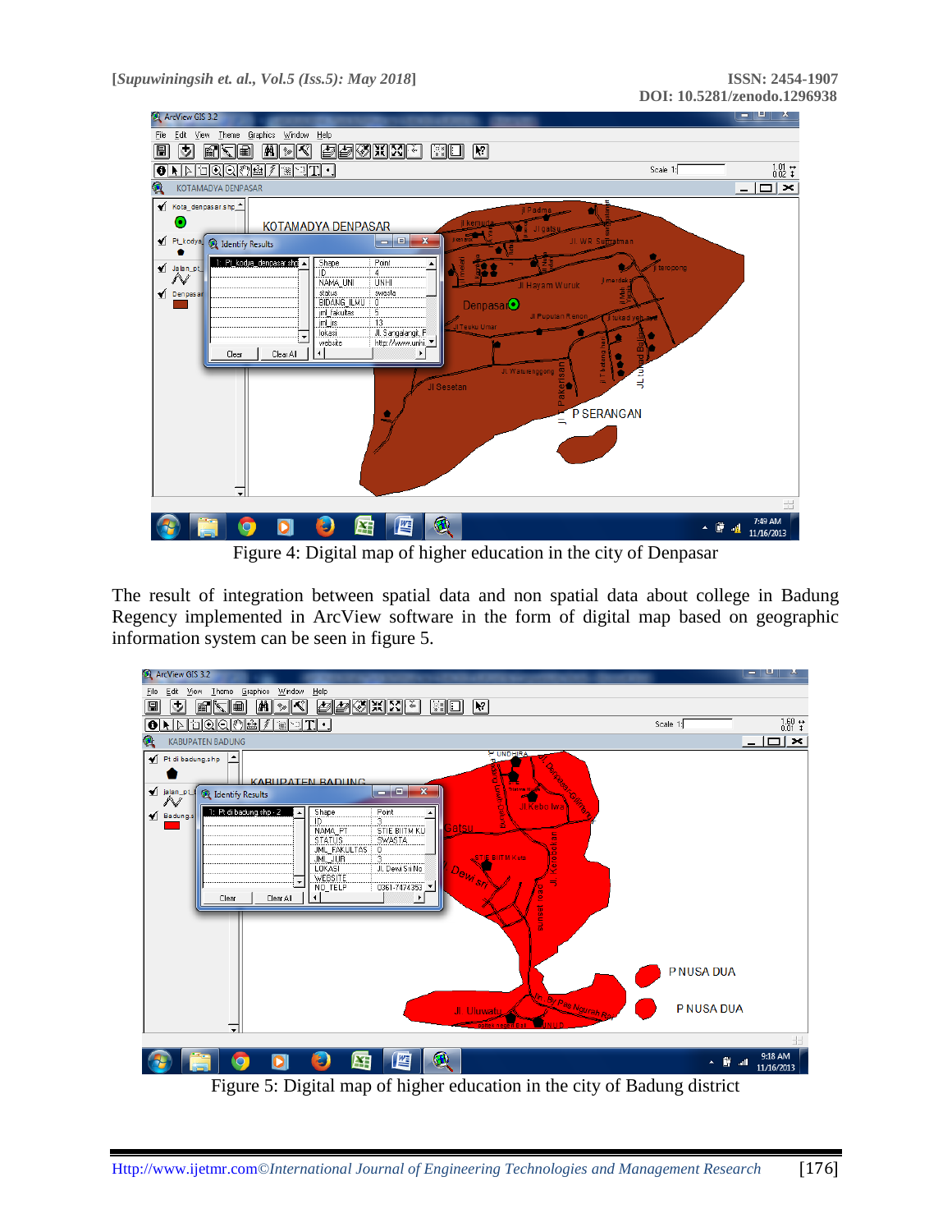Figure 4: Digital map of higher education in the city of Denpasar

The result of integration between spatial data and non spatial data about college in Badung Regency implemented in ArcView software in the form of digital map based on geographic information system can be seen in figure 5.

Figure 5: Digital map of higher education in the city of Badung district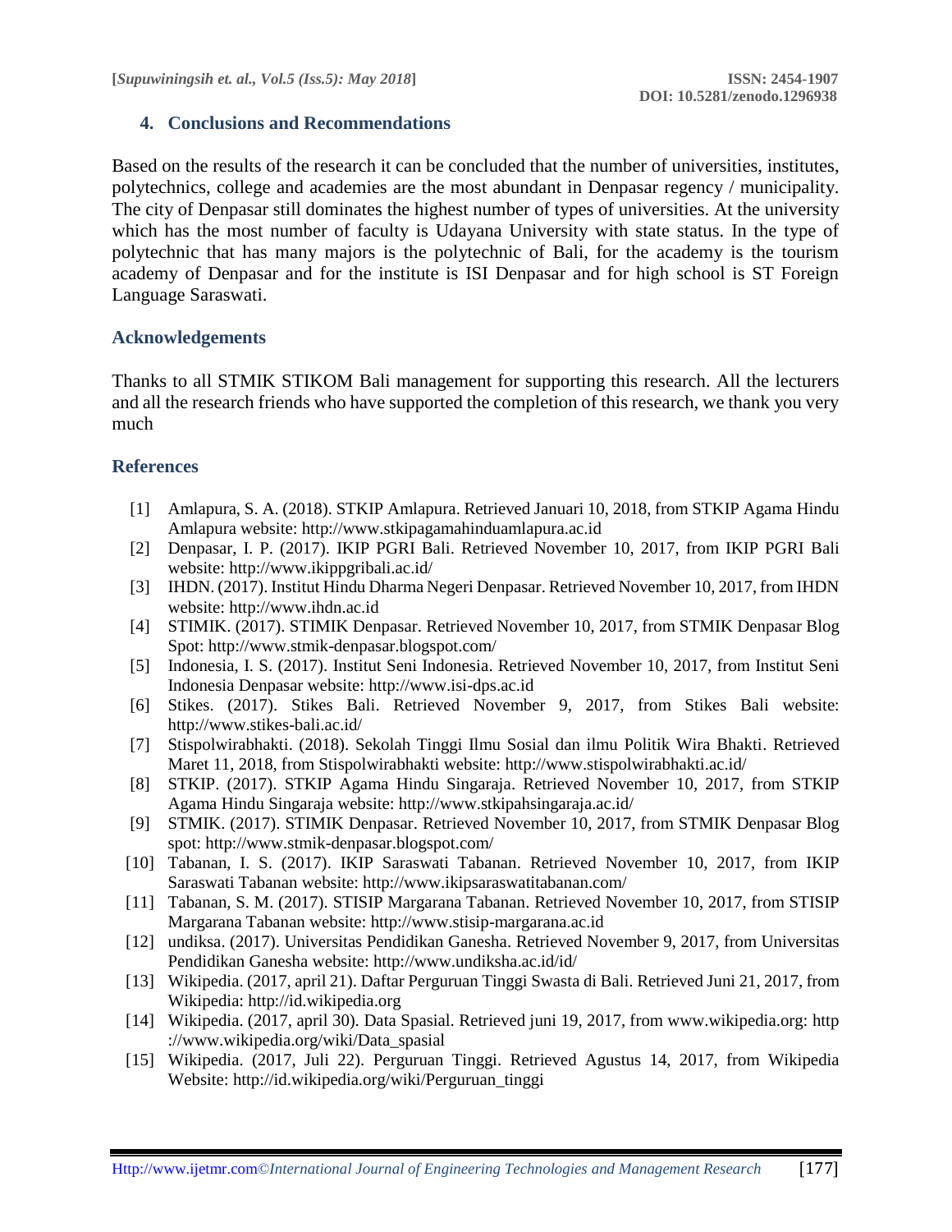## 4. Conclusions and Recommendations

Based on the results of the research it can be concluded that the number of universities, institutes, polytechnics, college and academies are the most abundant in Denpasar regency / municipality. The city of Denpasar still dominates the highest number of types of universities. At the university which has the most number of faculty is Udayana University with state status. In the type of polytechnic that has many majors is the polytechnic of Bali, for the academy is the tourism academy of Denpasar and for the institute is ISI Denpasar and for high school is ST Foreign Language Saraswati.

## Acknowledgements

Thanks to all STMIK STIKOM Bali management for supporting this research. All the lecturers and all the research friends who have supported the completion of this research, we thank you very much

## References

[1] Amlapura, S. A. (2018). STKIP Amlapura. Retrieved Januari 10, 2018, from STKIP Agama Hindu Amlapura website: http://www.stkipagamahinduamlapura.ac.id

[2] Denpasar, I. P. (2017). IKIP PGRI Bali. Retrieved November 10, 2017, from IKIP PGRI Bali website: http://www.ikippgribali.ac.id/

[3] IHDN. (2017). Institut Hindu Dharma Negeri Denpasar. Retrieved November 10, 2017, from IHDN website: http://www.ihdn.ac.id

[4] STIMIK. (2017). STIMIK Denpasar. Retrieved November 10, 2017, from STMIK Denpasar Blog Spot: http://www.stmik-denpasar.blogspot.com/

[5] Indonesia, I. S. (2017). Institut Seni Indonesia. Retrieved November 10, 2017, from Institut Seni Indonesia Denpasar website: http://www.isi-dps.ac.id

[6] Stikes. (2017). Stikes Bali. Retrieved November 9, 2017, from Stikes Bali website: http://www.stikes-bali.ac.id/

[7] Stispolwirabhakti. (2018). Sekolah Tinggi Ilmu Sosial dan ilmu Politik Wira Bhakti. Retrieved Maret 11, 2018, from Stispolwirabhakti website: http://www.stispolwirabhakti.ac.id/

[8] STKIP. (2017). STKIP Agama Hindu Singaraja. Retrieved November 10, 2017, from STKIP Agama Hindu Singaraja website: http://www.stkipahsingaraja.ac.id/

[9] STMIK. (2017). STIMIK Denpasar. Retrieved November 10, 2017, from STMIK Denpasar Blog spot: http://www.stmik-denpasar.blogspot.com/

[10] Tabanan, I. S. (2017). IKIP Saraswati Tabanan. Retrieved November 10, 2017, from IKIP Saraswati Tabanan website: http://www.ikipsaraswatitabanan.com/

[11] Tabanan, S. M. (2017). STISIP Margarana Tabanan. Retrieved November 10, 2017, from STISIP Margarana Tabanan website: http://www.stisip-margarana.ac.id

[12] undiksa. (2017). Universitas Pendidikan Ganesha. Retrieved November 9, 2017, from Universitas Pendidikan Ganesha website: http://www.undiksha.ac.id/id/

[13] Wikipedia. (2017, april 21). Daftar Perguruan Tinggi Swasta di Bali. Retrieved Juni 21, 2017, from Wikipedia: http://id.wikipedia.org

[14] Wikipedia. (2017, april 30). Data Spasial. Retrieved juni 19, 2017, from www.wikipedia.org: http ://www.wikipedia.org/wiki/Data_spasial

[15] Wikipedia. (2017, Juli 22). Perguruan Tinggi. Retrieved Agustus 14, 2017, from Wikipedia Website: http://id.wikipedia.org/wiki/Perguruan_tinggi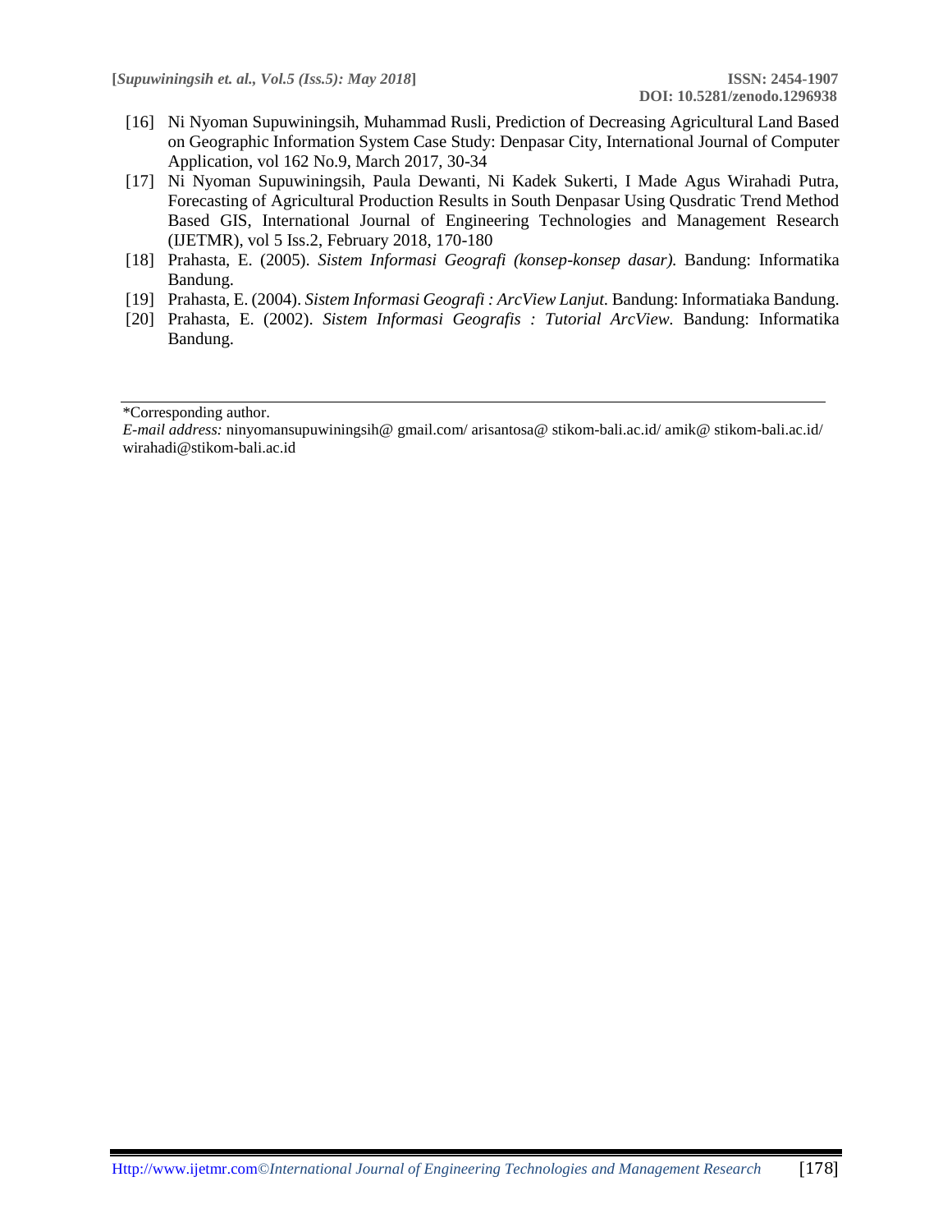[16] Ni Nyoman Supuwiningsih, Muhammad Rusli, Prediction of Decreasing Agricultural Land Based on Geographic Information System Case Study: Denpasar City, International Journal of Computer Application, vol 162 No.9, March 2017, 30-34

[17] Ni Nyoman Supuwiningsih, Paula Dewanti, Ni Kadek Sukerti, I Made Agus Wirahadi Putra, Forecasting of Agricultural Production Results in South Denpasar Using Qusdratic Trend Method Based GIS, International Journal of Engineering Technologies and Management Research (IJETMR), vol 5 Iss.2, February 2018, 170-180

[18] Prahasta, E. (2005). *Sistem Informasi Geografi (konsep-konsep dasar).* Bandung: Informatika Bandung.

[19] Prahasta, E. (2004). *Sistem Informasi Geografi : ArcView Lanjut*. Bandung: Informatiaka Bandung.

[20] Prahasta, E. (2002). *Sistem Informasi Geografis : Tutorial ArcView*. Bandung: Informatika Bandung.

---

*Corresponding author.

*E-mail address:* ninyomansupuwiningsih@ gmail.com/ arisantosa@ stikom-bali.ac.id/ amik@ stikom-bali.ac.id/ wirahadi@stikom-bali.ac.id